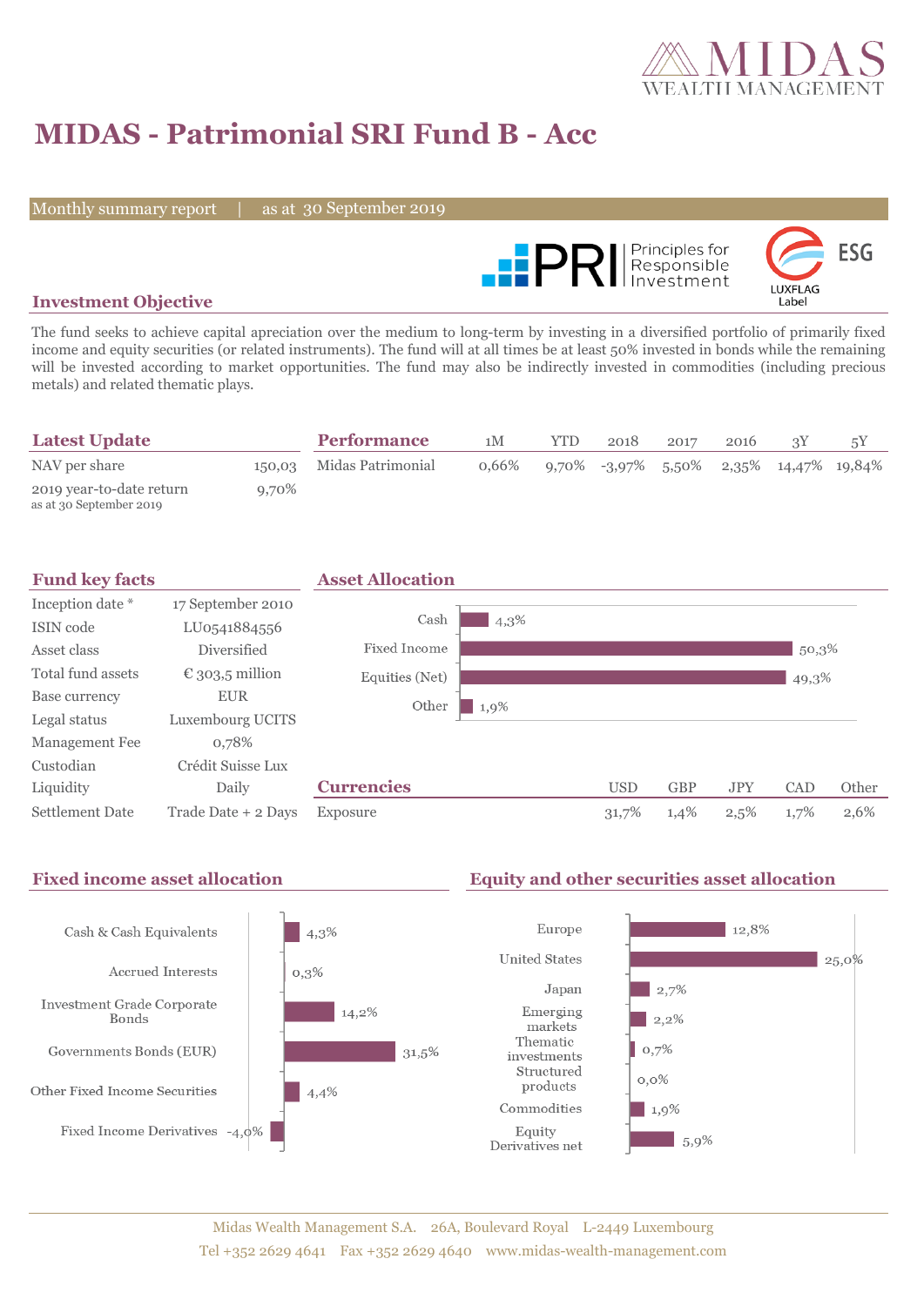# MIDAS - Patrimonial SRI Fund B - Acc

Monthly summary report | as at 30 September 2019

## Investment Objective

The fund seeks to achieve capital apreciation over the medium to long-term by investing in a diversified portfolio of primarily fixed income and equity securities (or related instruments). The fund will at all times be at least 50% invested in bonds while the remaining will be invested according to market opportunities. The fund may also be indirectly invested in commodities (including precious metals) and related thematic plays.

## Latest Update

| | |
|---|---|
| NAV per share | 150,03 |
| 2019 year-to-date return as at 30 September 2019 | 9,70% |

## Performance

| | 1M | YTD | 2018 | 2017 | 2016 | 3Y | 5Y |
|---|---|---|---|---|---|---|---|
| Midas Patrimonial | 0,66% | 9,70% | -3,97% | 5,50% | 2,35% | 14,47% | 19,84% |

## Fund key facts

| | |
|---|---|
| Inception date * | 17 September 2010 |
| ISIN code | LU0541884556 |
| Asset class | Diversified |
| Total fund assets | € 303,5 million |
| Base currency | EUR |
| Legal status | Luxembourg UCITS |
| Management Fee | 0,78% |
| Custodian | Crédit Suisse Lux |
| Liquidity | Daily |
| Settlement Date | Trade Date + 2 Days |

## Asset Allocation

| | |
|---|---|
| Cash | 4,3% |
| Fixed Income | 50,3% |
| Equities (Net) | 49,3% |
| Other | 1,9% |

## Currencies

| | USD | GBP | JPY | CAD | Other |
|---|---|---|---|---|---|
| Exposure | 31,7% | 1,4% | 2,5% | 1,7% | 2,6% |

## Fixed income asset allocation

| | |
|---|---|
| Cash & Cash Equivalents | 4,3% |
| Accrued Interests | 0,3% |
| Investment Grade Corporate Bonds | 14,2% |
| Governments Bonds (EUR) | 31,5% |
| Other Fixed Income Securities | 4,4% |
| Fixed Income Derivatives | -4,0% |

## Equity and other securities asset allocation

| | |
|---|---|
| Europe | 12,8% |
| United States | 25,0% |
| Japan | 2,7% |
| Emerging markets | 2,2% |
| Thematic investments | 0,7% |
| Structured products | 0,0% |
| Commodities | 1,9% |
| Equity Derivatives net | 5,9% |

Midas Wealth Management S.A. 26A, Boulevard Royal L-2449 Luxembourg
Tel +352 2629 4641 Fax +352 2629 4640 www.midas-wealth-management.com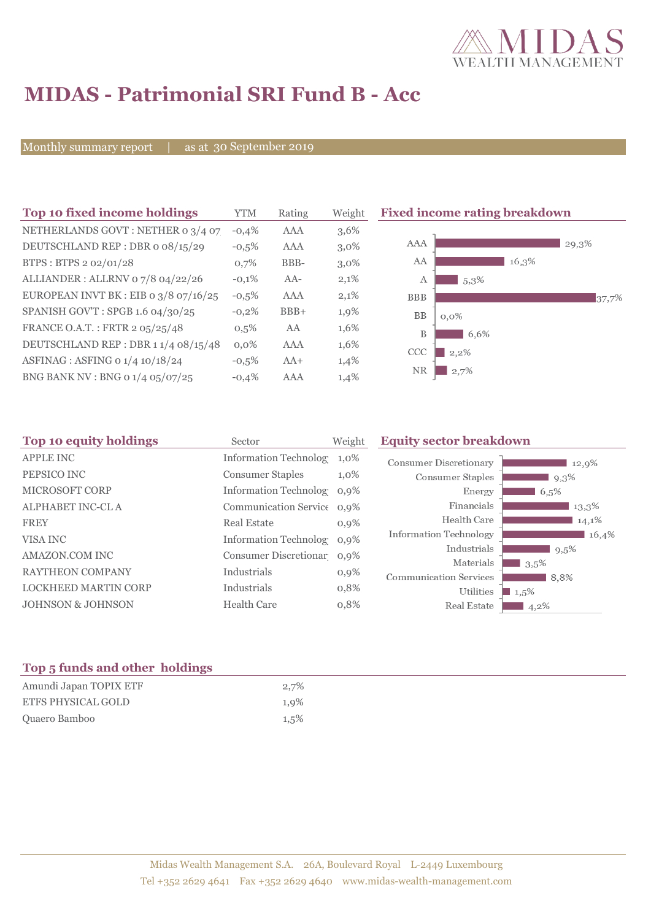# MIDAS - Patrimonial SRI Fund B - Acc

Monthly summary report | as at 30 September 2019

## Top 10 fixed income holdings

| Top 10 fixed income holdings | YTM | Rating | Weight |
|---|---|---|---|
| NETHERLANDS GOVT : NETHER 0 3/4 07 | -0,4% | AAA | 3,6% |
| DEUTSCHLAND REP : DBR 0 08/15/29 | -0,5% | AAA | 3,0% |
| BTPS : BTPS 2 02/01/28 | 0,7% | BBB- | 3,0% |
| ALLIANDER : ALLRNV 0 7/8 04/22/26 | -0,1% | AA- | 2,1% |
| EUROPEAN INVT BK : EIB 0 3/8 07/16/25 | -0,5% | AAA | 2,1% |
| SPANISH GOV'T : SPGB 1.6 04/30/25 | -0,2% | BBB+ | 1,9% |
| FRANCE O.A.T. : FRTR 2 05/25/48 | 0,5% | AA | 1,6% |
| DEUTSCHLAND REP : DBR 1 1/4 08/15/48 | 0,0% | AAA | 1,6% |
| ASFINAG : ASFING 0 1/4 10/18/24 | -0,5% | AA+ | 1,4% |
| BNG BANK NV : BNG 0 1/4 05/07/25 | -0,4% | AAA | 1,4% |

## Fixed income rating breakdown

| Rating | Weight |
|---|---|
| AAA | 29,3% |
| AA | 16,3% |
| A | 5,3% |
| BBB | 37,7% |
| BB | 0,0% |
| B | 6,6% |
| CCC | 2,2% |
| NR | 2,7% |

## Top 10 equity holdings

| Top 10 equity holdings | Sector | Weight |
|---|---|---|
| APPLE INC | Information Technolog | 1,0% |
| PEPSICO INC | Consumer Staples | 1,0% |
| MICROSOFT CORP | Information Technolog | 0,9% |
| ALPHABET INC-CL A | Communication Service | 0,9% |
| FREY | Real Estate | 0,9% |
| VISA INC | Information Technolog | 0,9% |
| AMAZON.COM INC | Consumer Discretionar | 0,9% |
| RAYTHEON COMPANY | Industrials | 0,9% |
| LOCKHEED MARTIN CORP | Industrials | 0,8% |
| JOHNSON & JOHNSON | Health Care | 0,8% |

## Equity sector breakdown

| Sector | Weight |
|---|---|
| Consumer Discretionary | 12,9% |
| Consumer Staples | 9,3% |
| Energy | 6,5% |
| Financials | 13,3% |
| Health Care | 14,1% |
| Information Technology | 16,4% |
| Industrials | 9,5% |
| Materials | 3,5% |
| Communication Services | 8,8% |
| Utilities | 1,5% |
| Real Estate | 4,2% |

## Top 5 funds and other holdings

| Holding | Weight |
|---|---|
| Amundi Japan TOPIX ETF | 2,7% |
| ETFS PHYSICAL GOLD | 1,9% |
| Quaero Bamboo | 1,5% |

Midas Wealth Management S.A. 26A, Boulevard Royal L-2449 Luxembourg
Tel +352 2629 4641 Fax +352 2629 4640 www.midas-wealth-management.com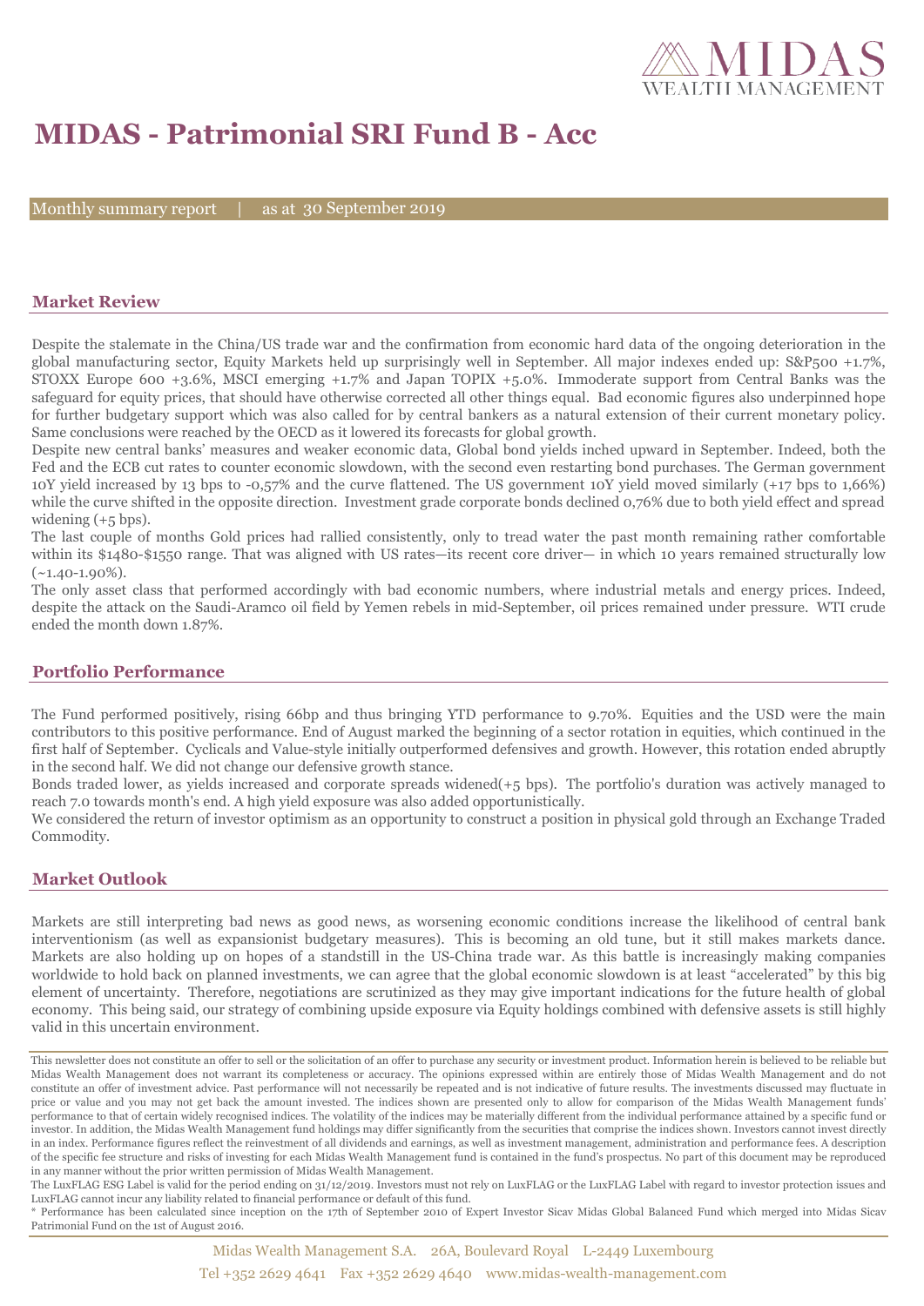# MIDAS - Patrimonial SRI Fund B - Acc

Monthly summary report | as at 30 September 2019

## Market Review

Despite the stalemate in the China/US trade war and the confirmation from economic hard data of the ongoing deterioration in the global manufacturing sector, Equity Markets held up surprisingly well in September. All major indexes ended up: S&P500 +1.7%, STOXX Europe 600 +3.6%, MSCI emerging +1.7% and Japan TOPIX +5.0%. Immoderate support from Central Banks was the safeguard for equity prices, that should have otherwise corrected all other things equal. Bad economic figures also underpinned hope for further budgetary support which was also called for by central bankers as a natural extension of their current monetary policy. Same conclusions were reached by the OECD as it lowered its forecasts for global growth.

Despite new central banks' measures and weaker economic data, Global bond yields inched upward in September. Indeed, both the Fed and the ECB cut rates to counter economic slowdown, with the second even restarting bond purchases. The German government 10Y yield increased by 13 bps to -0,57% and the curve flattened. The US government 10Y yield moved similarly (+17 bps to 1,66%) while the curve shifted in the opposite direction. Investment grade corporate bonds declined 0,76% due to both yield effect and spread widening (+5 bps).

The last couple of months Gold prices had rallied consistently, only to tread water the past month remaining rather comfortable within its $1480-$1550 range. That was aligned with US rates—its recent core driver— in which 10 years remained structurally low (~1.40-1.90%).

The only asset class that performed accordingly with bad economic numbers, where industrial metals and energy prices. Indeed, despite the attack on the Saudi-Aramco oil field by Yemen rebels in mid-September, oil prices remained under pressure. WTI crude ended the month down 1.87%.

## Portfolio Performance

The Fund performed positively, rising 66bp and thus bringing YTD performance to 9.70%. Equities and the USD were the main contributors to this positive performance. End of August marked the beginning of a sector rotation in equities, which continued in the first half of September. Cyclicals and Value-style initially outperformed defensives and growth. However, this rotation ended abruptly in the second half. We did not change our defensive growth stance.

Bonds traded lower, as yields increased and corporate spreads widened(+5 bps). The portfolio's duration was actively managed to reach 7.0 towards month's end. A high yield exposure was also added opportunistically.

We considered the return of investor optimism as an opportunity to construct a position in physical gold through an Exchange Traded Commodity.

## Market Outlook

Markets are still interpreting bad news as good news, as worsening economic conditions increase the likelihood of central bank interventionism (as well as expansionist budgetary measures). This is becoming an old tune, but it still makes markets dance. Markets are also holding up on hopes of a standstill in the US-China trade war. As this battle is increasingly making companies worldwide to hold back on planned investments, we can agree that the global economic slowdown is at least "accelerated" by this big element of uncertainty. Therefore, negotiations are scrutinized as they may give important indications for the future health of global economy. This being said, our strategy of combining upside exposure via Equity holdings combined with defensive assets is still highly valid in this uncertain environment.

---

This newsletter does not constitute an offer to sell or the solicitation of an offer to purchase any security or investment product. Information herein is believed to be reliable but Midas Wealth Management does not warrant its completeness or accuracy. The opinions expressed within are entirely those of Midas Wealth Management and do not constitute an offer of investment advice. Past performance will not necessarily be repeated and is not indicative of future results. The investments discussed may fluctuate in price or value and you may not get back the amount invested. The indices shown are presented only to allow for comparison of the Midas Wealth Management funds' performance to that of certain widely recognised indices. The volatility of the indices may be materially different from the individual performance attained by a specific fund or investor. In addition, the Midas Wealth Management fund holdings may differ significantly from the securities that comprise the indices shown. Investors cannot invest directly in an index. Performance figures reflect the reinvestment of all dividends and earnings, as well as investment management, administration and performance fees. A description of the specific fee structure and risks of investing for each Midas Wealth Management fund is contained in the fund's prospectus. No part of this document may be reproduced in any manner without the prior written permission of Midas Wealth Management.

The LuxFLAG ESG Label is valid for the period ending on 31/12/2019. Investors must not rely on LuxFLAG or the LuxFLAG Label with regard to investor protection issues and LuxFLAG cannot incur any liability related to financial performance or default of this fund.

* Performance has been calculated since inception on the 17th of September 2010 of Expert Investor Sicav Midas Global Balanced Fund which merged into Midas Sicav Patrimonial Fund on the 1st of August 2016.

Midas Wealth Management S.A. 26A, Boulevard Royal L-2449 Luxembourg

Tel +352 2629 4641 Fax +352 2629 4640 www.midas-wealth-management.com